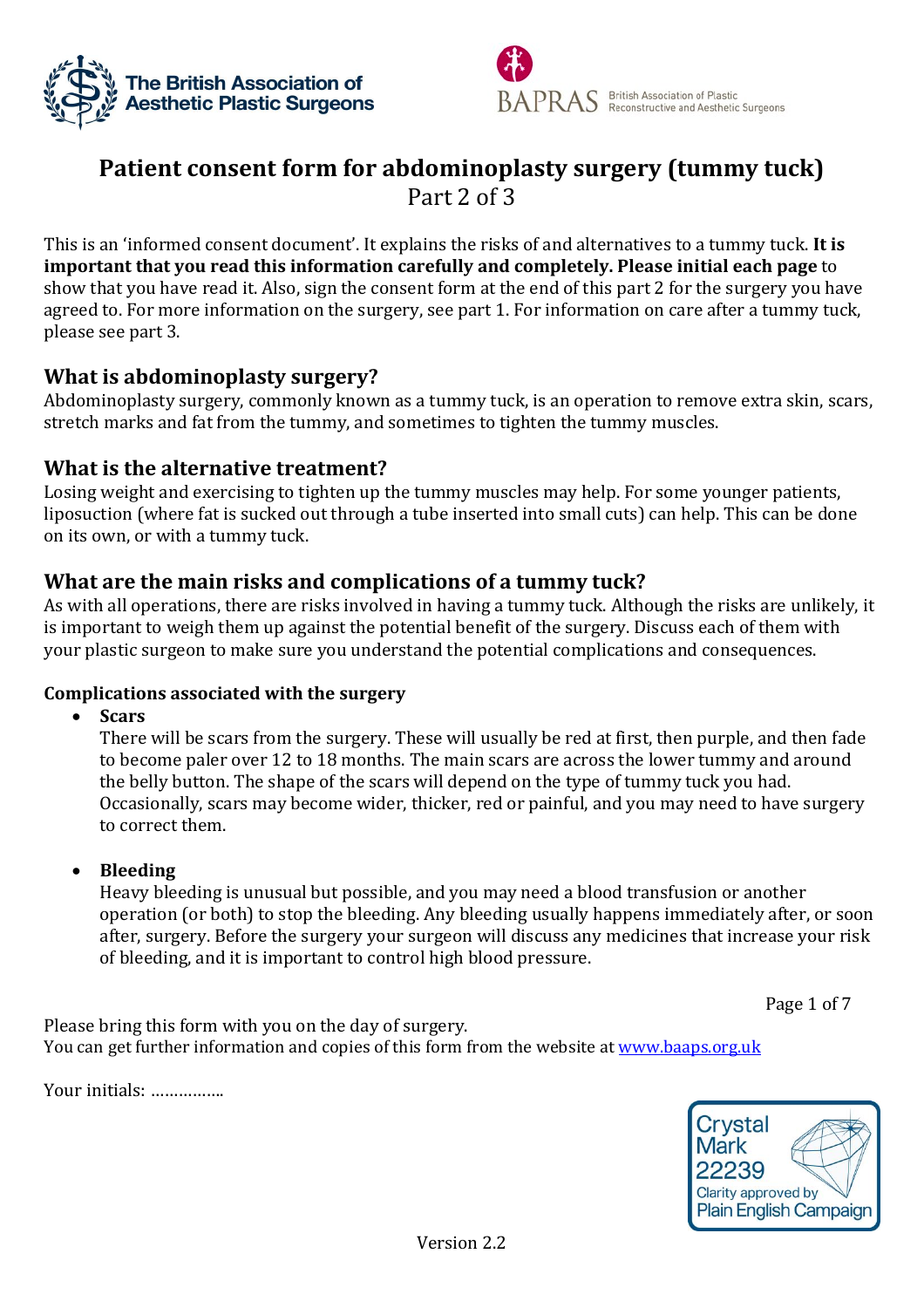The British Association of Aesthetic Plastic Surgeons

BAPRAS British Association of Plastic Reconstructive and Aesthetic Surgeons

# Patient consent form for abdominoplasty surgery (tummy tuck)

Part 2 of 3

This is an 'informed consent document'. It explains the risks of and alternatives to a tummy tuck. **It is important that you read this information carefully and completely. Please initial each page** to show that you have read it. Also, sign the consent form at the end of this part 2 for the surgery you have agreed to. For more information on the surgery, see part 1. For information on care after a tummy tuck, please see part 3.

## What is abdominoplasty surgery?

Abdominoplasty surgery, commonly known as a tummy tuck, is an operation to remove extra skin, scars, stretch marks and fat from the tummy, and sometimes to tighten the tummy muscles.

## What is the alternative treatment?

Losing weight and exercising to tighten up the tummy muscles may help. For some younger patients, liposuction (where fat is sucked out through a tube inserted into small cuts) can help. This can be done on its own, or with a tummy tuck.

## What are the main risks and complications of a tummy tuck?

As with all operations, there are risks involved in having a tummy tuck. Although the risks are unlikely, it is important to weigh them up against the potential benefit of the surgery. Discuss each of them with your plastic surgeon to make sure you understand the potential complications and consequences.

### Complications associated with the surgery

- **Scars**
  There will be scars from the surgery. These will usually be red at first, then purple, and then fade to become paler over 12 to 18 months. The main scars are across the lower tummy and around the belly button. The shape of the scars will depend on the type of tummy tuck you had. Occasionally, scars may become wider, thicker, red or painful, and you may need to have surgery to correct them.

- **Bleeding**
  Heavy bleeding is unusual but possible, and you may need a blood transfusion or another operation (or both) to stop the bleeding. Any bleeding usually happens immediately after, or soon after, surgery. Before the surgery your surgeon will discuss any medicines that increase your risk of bleeding, and it is important to control high blood pressure.

Please bring this form with you on the day of surgery.
You can get further information and copies of this form from the website at www.baaps.org.uk

Your initials: …………….

Crystal Mark 22239 Clarity approved by Plain English Campaign

Version 2.2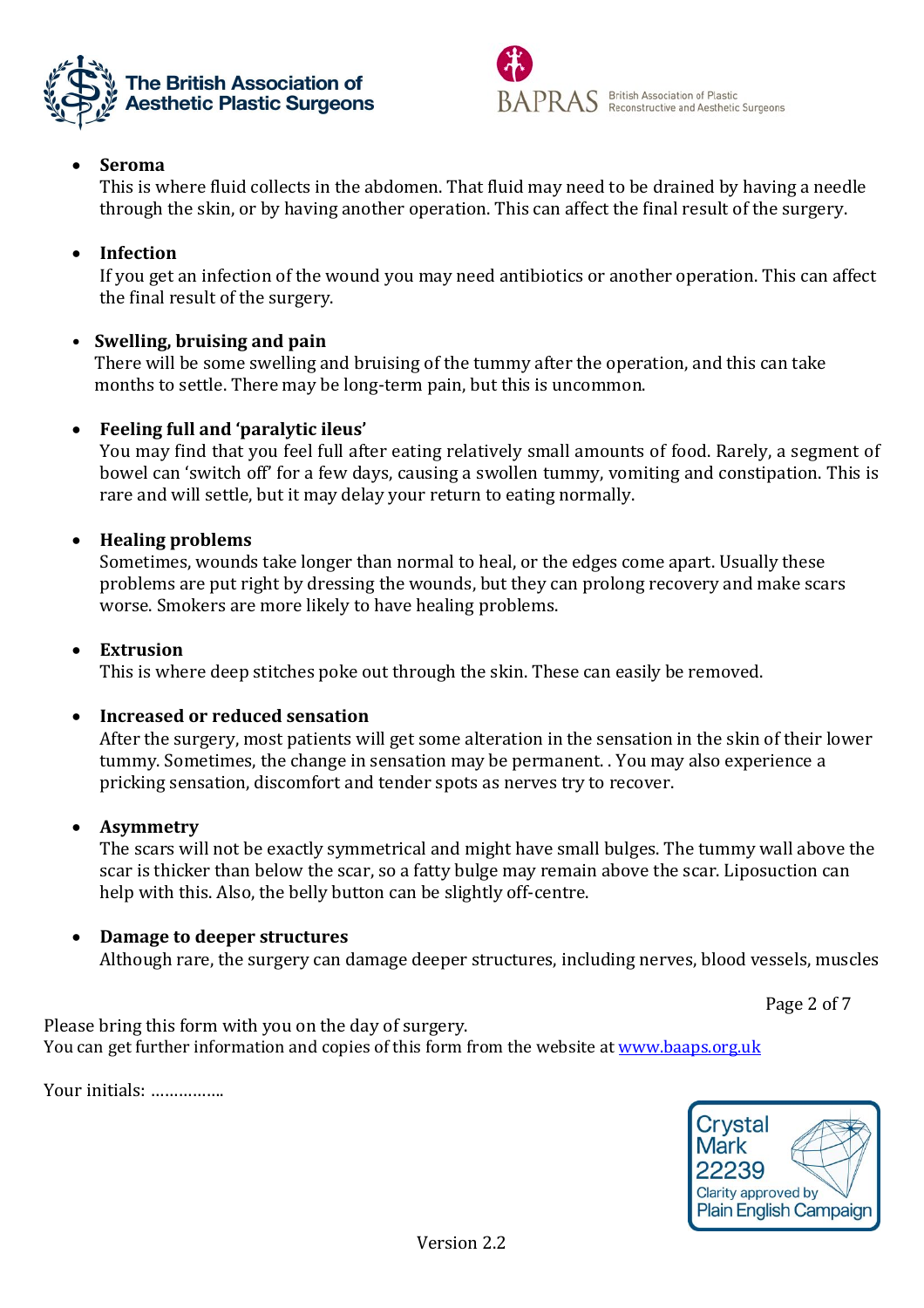- **Seroma**
  This is where fluid collects in the abdomen. That fluid may need to be drained by having a needle through the skin, or by having another operation. This can affect the final result of the surgery.

- **Infection**
  If you get an infection of the wound you may need antibiotics or another operation. This can affect the final result of the surgery.

- **Swelling, bruising and pain**
  There will be some swelling and bruising of the tummy after the operation, and this can take months to settle. There may be long-term pain, but this is uncommon.

- **Feeling full and 'paralytic ileus'**
  You may find that you feel full after eating relatively small amounts of food. Rarely, a segment of bowel can 'switch off' for a few days, causing a swollen tummy, vomiting and constipation. This is rare and will settle, but it may delay your return to eating normally.

- **Healing problems**
  Sometimes, wounds take longer than normal to heal, or the edges come apart. Usually these problems are put right by dressing the wounds, but they can prolong recovery and make scars worse. Smokers are more likely to have healing problems.

- **Extrusion**
  This is where deep stitches poke out through the skin. These can easily be removed.

- **Increased or reduced sensation**
  After the surgery, most patients will get some alteration in the sensation in the skin of their lower tummy. Sometimes, the change in sensation may be permanent. . You may also experience a pricking sensation, discomfort and tender spots as nerves try to recover.

- **Asymmetry**
  The scars will not be exactly symmetrical and might have small bulges. The tummy wall above the scar is thicker than below the scar, so a fatty bulge may remain above the scar. Liposuction can help with this. Also, the belly button can be slightly off-centre.

- **Damage to deeper structures**
  Although rare, the surgery can damage deeper structures, including nerves, blood vessels, muscles

Please bring this form with you on the day of surgery.
You can get further information and copies of this form from the website at www.baaps.org.uk

Your initials: …………….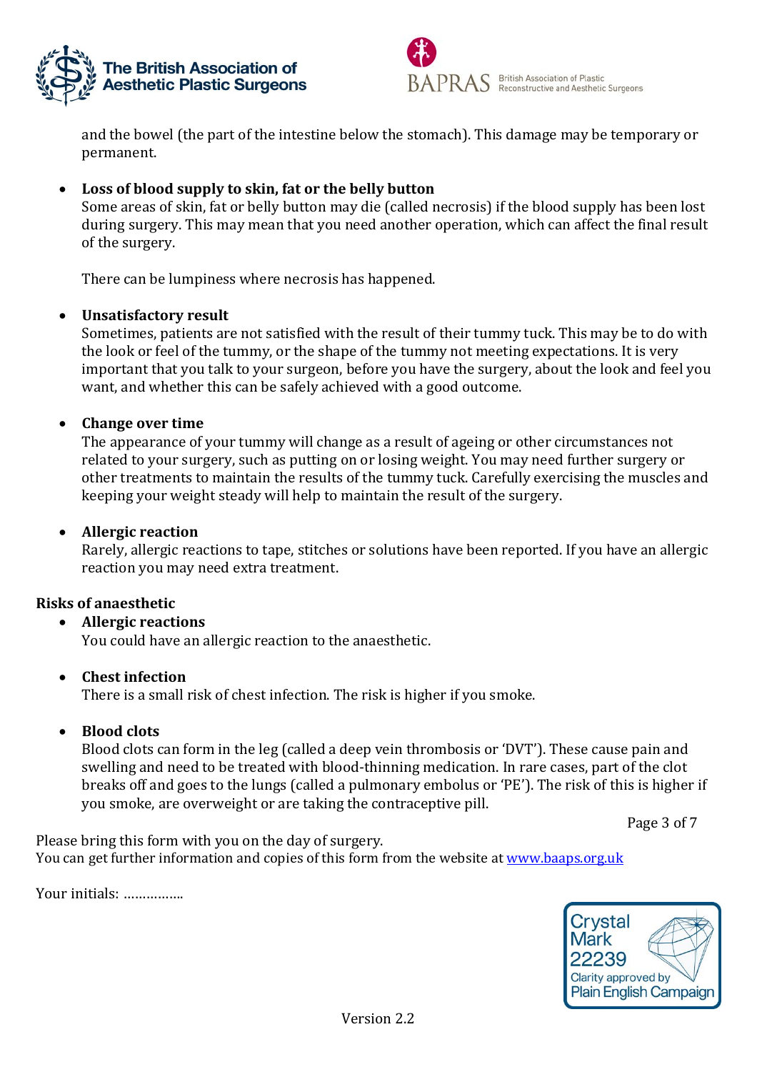and the bowel (the part of the intestine below the stomach). This damage may be temporary or permanent.

- **Loss of blood supply to skin, fat or the belly button**
  Some areas of skin, fat or belly button may die (called necrosis) if the blood supply has been lost during surgery. This may mean that you need another operation, which can affect the final result of the surgery.

  There can be lumpiness where necrosis has happened.

- **Unsatisfactory result**
  Sometimes, patients are not satisfied with the result of their tummy tuck. This may be to do with the look or feel of the tummy, or the shape of the tummy not meeting expectations. It is very important that you talk to your surgeon, before you have the surgery, about the look and feel you want, and whether this can be safely achieved with a good outcome.

- **Change over time**
  The appearance of your tummy will change as a result of ageing or other circumstances not related to your surgery, such as putting on or losing weight. You may need further surgery or other treatments to maintain the results of the tummy tuck. Carefully exercising the muscles and keeping your weight steady will help to maintain the result of the surgery.

- **Allergic reaction**
  Rarely, allergic reactions to tape, stitches or solutions have been reported. If you have an allergic reaction you may need extra treatment.

**Risks of anaesthetic**

- **Allergic reactions**
  You could have an allergic reaction to the anaesthetic.

- **Chest infection**
  There is a small risk of chest infection. The risk is higher if you smoke.

- **Blood clots**
  Blood clots can form in the leg (called a deep vein thrombosis or 'DVT'). These cause pain and swelling and need to be treated with blood-thinning medication. In rare cases, part of the clot breaks off and goes to the lungs (called a pulmonary embolus or 'PE'). The risk of this is higher if you smoke, are overweight or are taking the contraceptive pill.

Please bring this form with you on the day of surgery.
You can get further information and copies of this form from the website at [www.baaps.org.uk](http://www.baaps.org.uk)

Your initials: …………….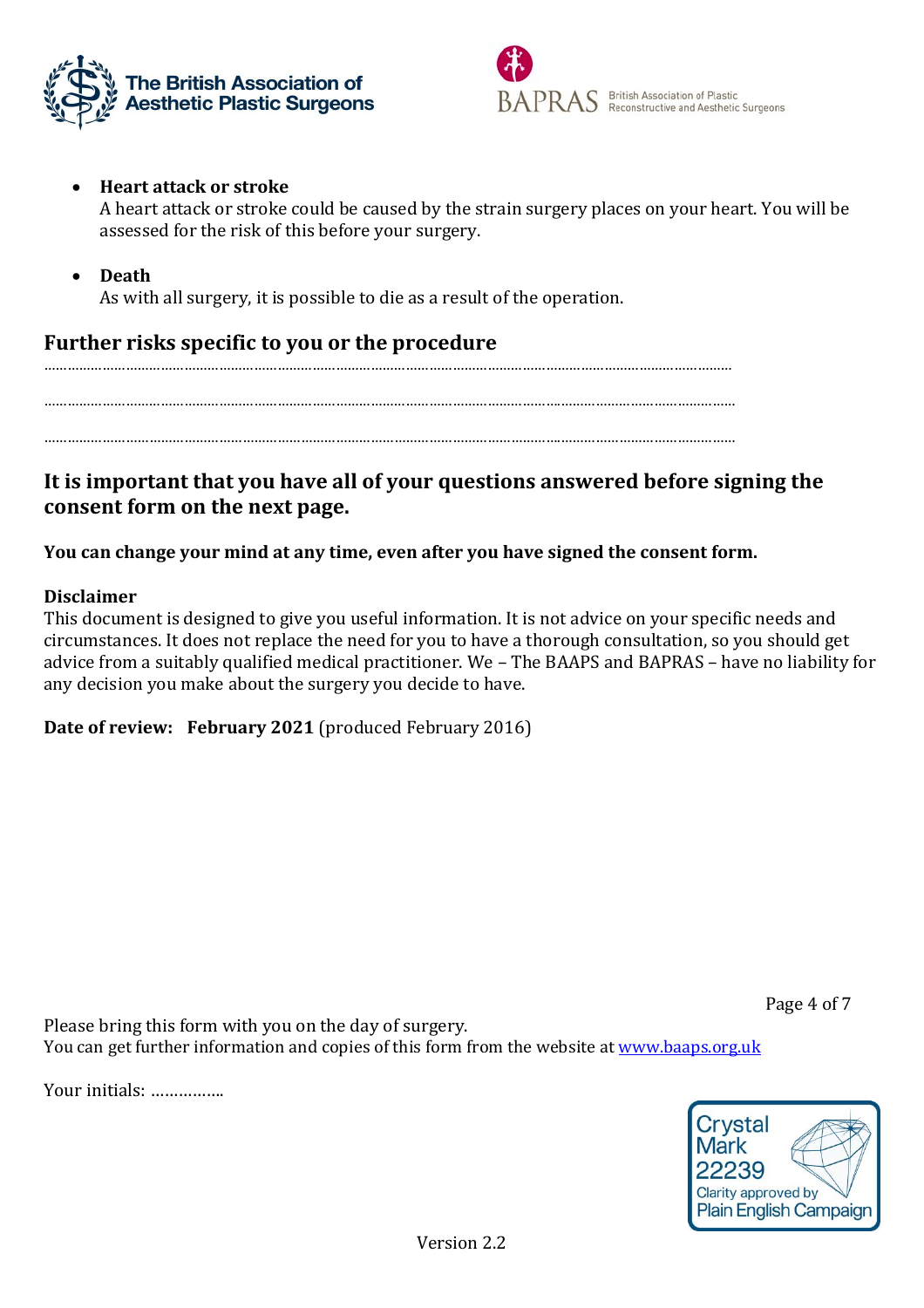- **Heart attack or stroke**
  A heart attack or stroke could be caused by the strain surgery places on your heart. You will be assessed for the risk of this before your surgery.

- **Death**
  As with all surgery, it is possible to die as a result of the operation.

## Further risks specific to you or the procedure

……………………………………………………………………………………………………………………………

……………………………………………………………………………………………………………………………

……………………………………………………………………………………………………………………………

## It is important that you have all of your questions answered before signing the consent form on the next page.

**You can change your mind at any time, even after you have signed the consent form.**

**Disclaimer**
This document is designed to give you useful information. It is not advice on your specific needs and circumstances. It does not replace the need for you to have a thorough consultation, so you should get advice from a suitably qualified medical practitioner. We – The BAAPS and BAPRAS – have no liability for any decision you make about the surgery you decide to have.

**Date of review: February 2021** (produced February 2016)

Please bring this form with you on the day of surgery.
You can get further information and copies of this form from the website at www.baaps.org.uk

Your initials: …………….

Crystal Mark 22239 Clarity approved by Plain English Campaign

Version 2.2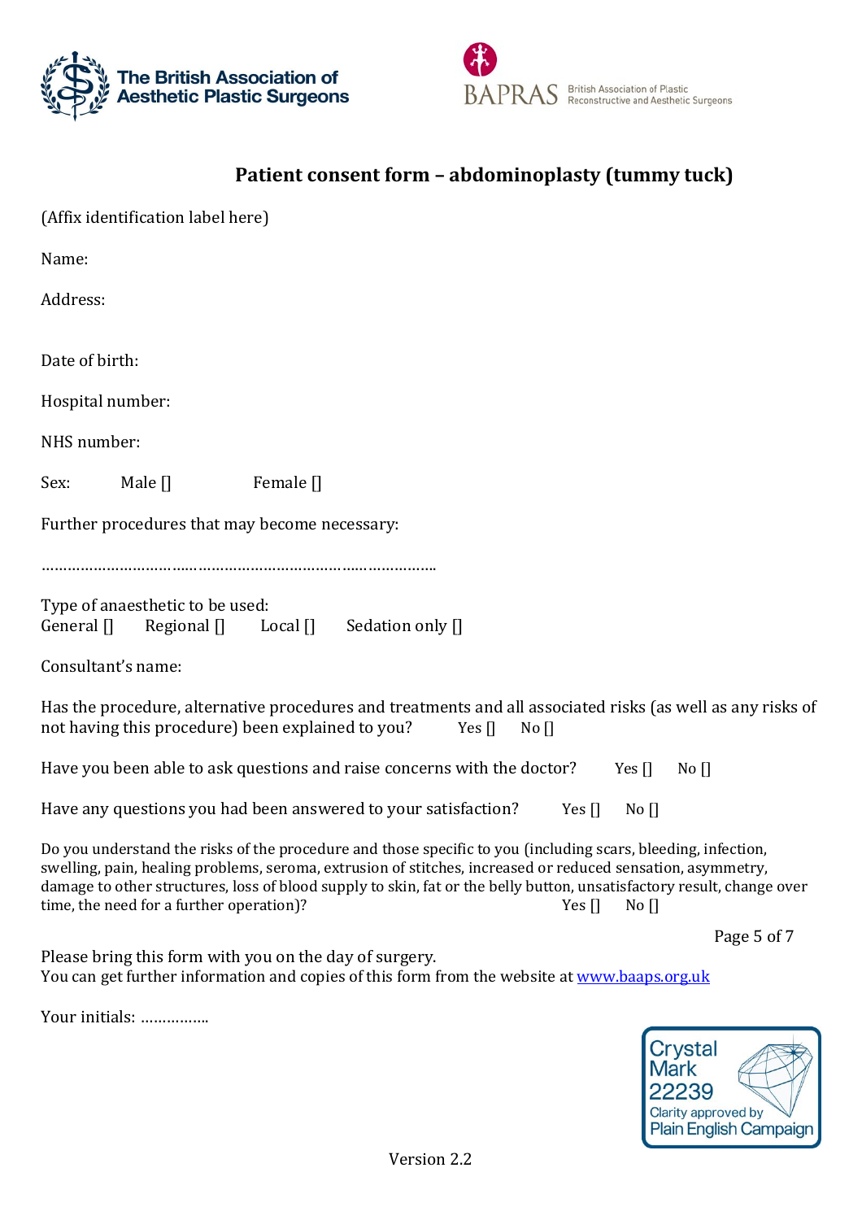The British Association of Aesthetic Plastic Surgeons

BAPRAS British Association of Plastic Reconstructive and Aesthetic Surgeons

# Patient consent form – abdominoplasty (tummy tuck)

(Affix identification label here)

Name:

Address:

Date of birth:

Hospital number:

NHS number:

Sex: Male [] Female []

Further procedures that may become necessary:

……………………………………………………………………………

Type of anaesthetic to be used:
General [] Regional [] Local [] Sedation only []

Consultant's name:

Has the procedure, alternative procedures and treatments and all associated risks (as well as any risks of not having this procedure) been explained to you? Yes [] No []

Have you been able to ask questions and raise concerns with the doctor? Yes [] No []

Have any questions you had been answered to your satisfaction? Yes [] No []

Do you understand the risks of the procedure and those specific to you (including scars, bleeding, infection, swelling, pain, healing problems, seroma, extrusion of stitches, increased or reduced sensation, asymmetry, damage to other structures, loss of blood supply to skin, fat or the belly button, unsatisfactory result, change over time, the need for a further operation)? Yes [] No []

Please bring this form with you on the day of surgery.
You can get further information and copies of this form from the website at [www.baaps.org.uk](http://www.baaps.org.uk)

Your initials: …………….

Crystal Mark 22239 Clarity approved by Plain English Campaign

Version 2.2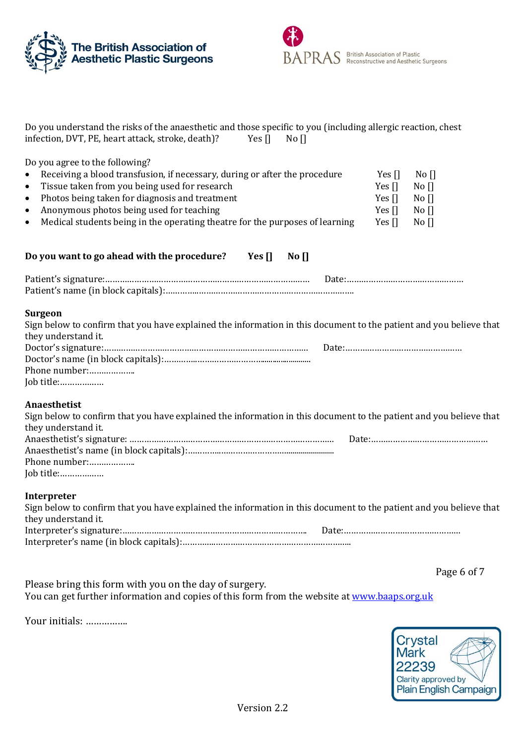Do you understand the risks of the anaesthetic and those specific to you (including allergic reaction, chest infection, DVT, PE, heart attack, stroke, death)? Yes [] No []

Do you agree to the following?

- Receiving a blood transfusion, if necessary, during or after the procedure Yes [] No []
- Tissue taken from you being used for research Yes [] No []
- Photos being taken for diagnosis and treatment Yes [] No []
- Anonymous photos being used for teaching Yes [] No []
- Medical students being in the operating theatre for the purposes of learning Yes [] No []

**Do you want to go ahead with the procedure? Yes [] No []**

Patient's signature:………………………………………………………………………… Date:……………………………………………
Patient's name (in block capitals):………………………………………………………………………

**Surgeon**

Sign below to confirm that you have explained the information in this document to the patient and you believe that they understand it.

Doctor's signature:………………………………………………………………………… Date:……………………………………………
Doctor's name (in block capitals):………………………………………………………
Phone number:………………..
Job title:………………

**Anaesthetist**

Sign below to confirm that you have explained the information in this document to the patient and you believe that they understand it.

Anaesthetist's signature: ……………………………………………………………………… Date:……………………………………………
Anaesthetist's name (in block capitals):…………………………………………………………
Phone number:………………..
Job title:………………

**Interpreter**

Sign below to confirm that you have explained the information in this document to the patient and you believe that they understand it.

Interpreter's signature:………………………………………………………………… Date:……………………………………………
Interpreter's name (in block capitals):………………………………………………………………

Please bring this form with you on the day of surgery.
You can get further information and copies of this form from the website at www.baaps.org.uk

Your initials: …………….

Crystal Mark 22239
Clarity approved by Plain English Campaign

Version 2.2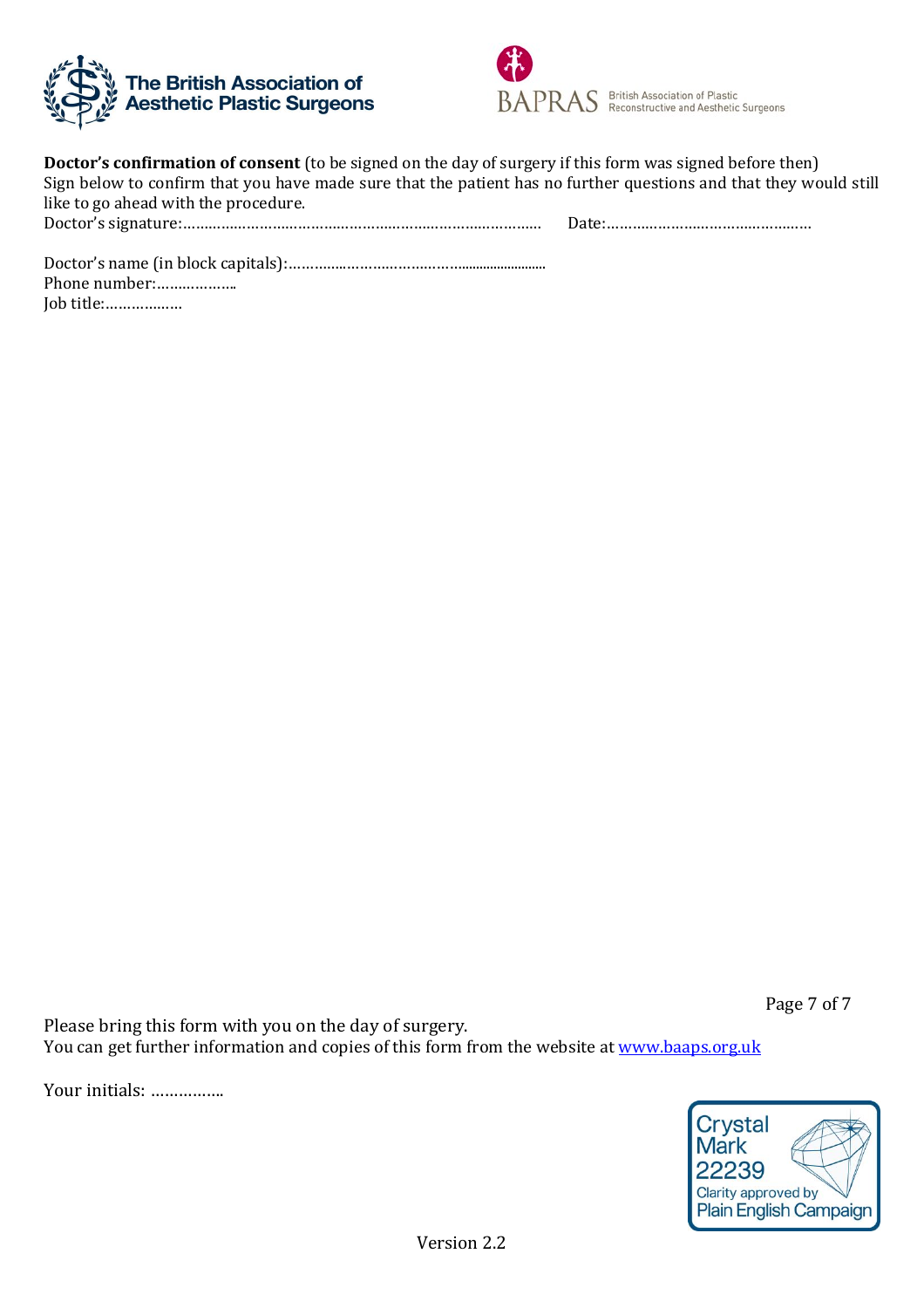**Doctor's confirmation of consent** (to be signed on the day of surgery if this form was signed before then)
Sign below to confirm that you have made sure that the patient has no further questions and that they would still like to go ahead with the procedure.
Doctor's signature:………………………………………………………………………… Date:…………………………………………

Doctor's name (in block capitals):………………………………………………………
Phone number:………………..
Job title:………………

Please bring this form with you on the day of surgery.
You can get further information and copies of this form from the website at [www.baaps.org.uk](http://www.baaps.org.uk)

Your initials: …………….

Crystal Mark 22239
Clarity approved by Plain English Campaign

Version 2.2